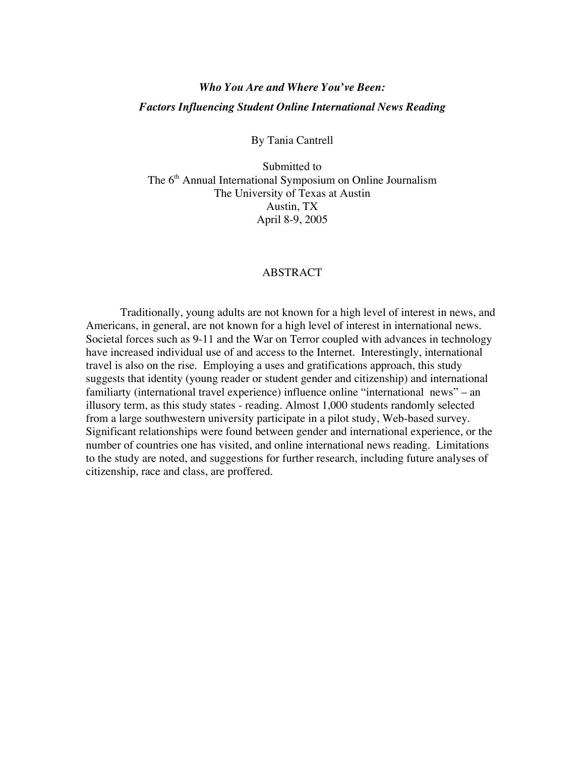***Who You Are and Where You've Been:***

***Factors Influencing Student Online International News Reading***

By Tania Cantrell

Submitted to
The 6th Annual International Symposium on Online Journalism
The University of Texas at Austin
Austin, TX
April 8-9, 2005

## ABSTRACT

Traditionally, young adults are not known for a high level of interest in news, and Americans, in general, are not known for a high level of interest in international news. Societal forces such as 9-11 and the War on Terror coupled with advances in technology have increased individual use of and access to the Internet. Interestingly, international travel is also on the rise. Employing a uses and gratifications approach, this study suggests that identity (young reader or student gender and citizenship) and international familiarty (international travel experience) influence online "international news" – an illusory term, as this study states - reading. Almost 1,000 students randomly selected from a large southwestern university participate in a pilot study, Web-based survey. Significant relationships were found between gender and international experience, or the number of countries one has visited, and online international news reading. Limitations to the study are noted, and suggestions for further research, including future analyses of citizenship, race and class, are proffered.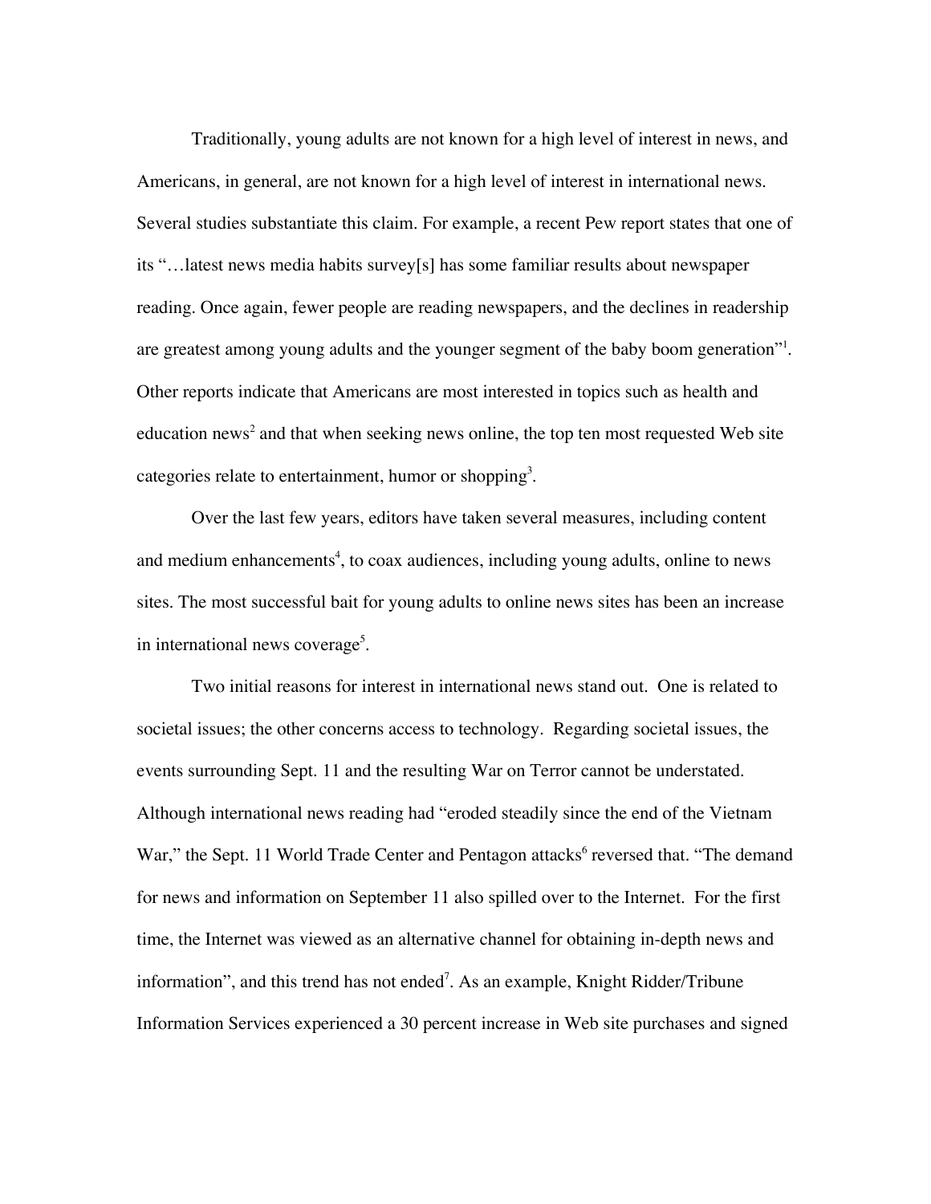Traditionally, young adults are not known for a high level of interest in news, and Americans, in general, are not known for a high level of interest in international news. Several studies substantiate this claim. For example, a recent Pew report states that one of its "…latest news media habits survey[s] has some familiar results about newspaper reading. Once again, fewer people are reading newspapers, and the declines in readership are greatest among young adults and the younger segment of the baby boom generation"[1]. Other reports indicate that Americans are most interested in topics such as health and education news[2] and that when seeking news online, the top ten most requested Web site categories relate to entertainment, humor or shopping[3].

Over the last few years, editors have taken several measures, including content and medium enhancements[4], to coax audiences, including young adults, online to news sites. The most successful bait for young adults to online news sites has been an increase in international news coverage[5].

Two initial reasons for interest in international news stand out. One is related to societal issues; the other concerns access to technology. Regarding societal issues, the events surrounding Sept. 11 and the resulting War on Terror cannot be understated. Although international news reading had "eroded steadily since the end of the Vietnam War," the Sept. 11 World Trade Center and Pentagon attacks[6] reversed that. "The demand for news and information on September 11 also spilled over to the Internet. For the first time, the Internet was viewed as an alternative channel for obtaining in-depth news and information", and this trend has not ended[7]. As an example, Knight Ridder/Tribune Information Services experienced a 30 percent increase in Web site purchases and signed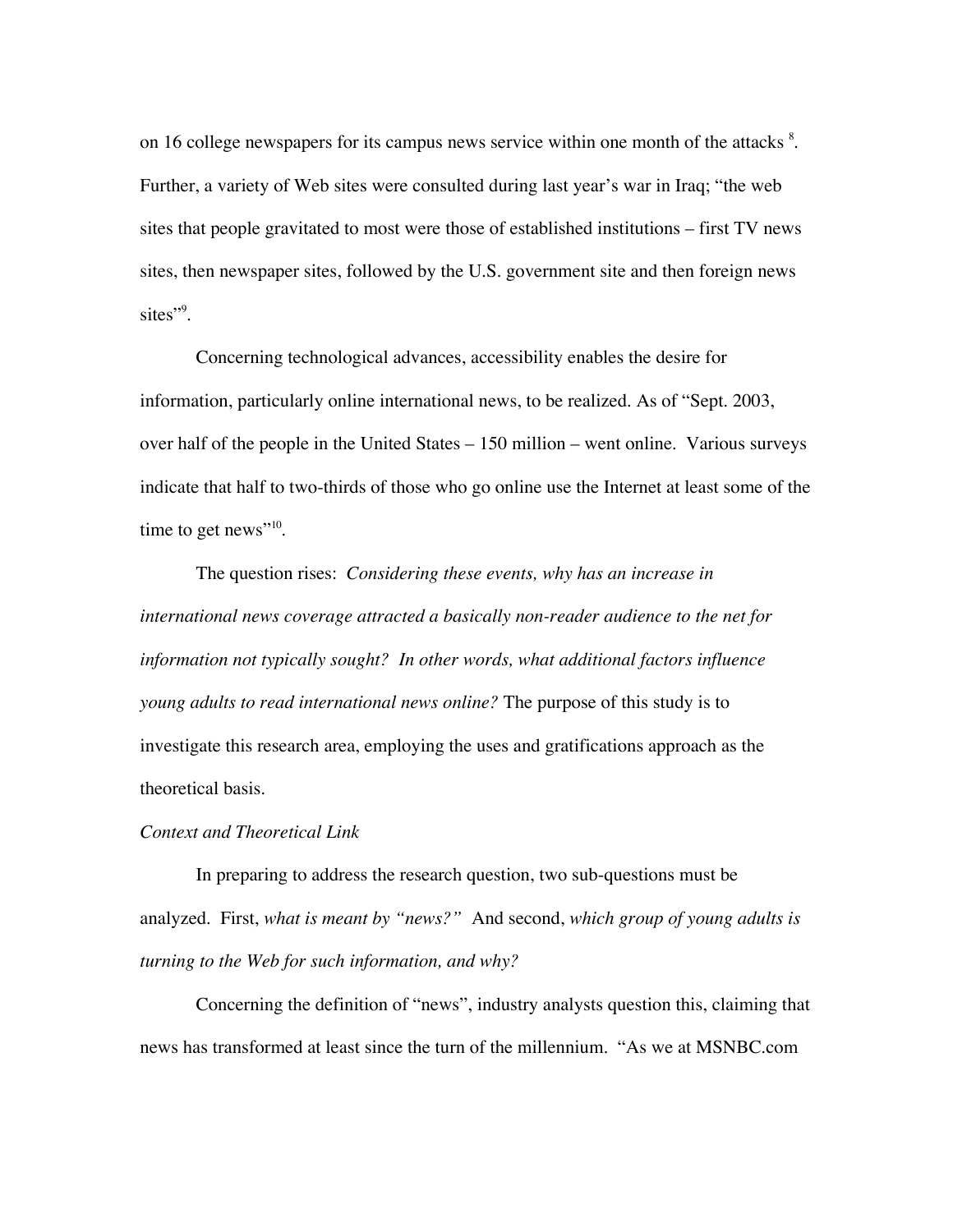on 16 college newspapers for its campus news service within one month of the attacks [8]. Further, a variety of Web sites were consulted during last year's war in Iraq; "the web sites that people gravitated to most were those of established institutions – first TV news sites, then newspaper sites, followed by the U.S. government site and then foreign news sites"[9].

Concerning technological advances, accessibility enables the desire for information, particularly online international news, to be realized. As of "Sept. 2003, over half of the people in the United States – 150 million – went online. Various surveys indicate that half to two-thirds of those who go online use the Internet at least some of the time to get news"[10].

The question rises: *Considering these events, why has an increase in international news coverage attracted a basically non-reader audience to the net for information not typically sought? In other words, what additional factors influence young adults to read international news online?* The purpose of this study is to investigate this research area, employing the uses and gratifications approach as the theoretical basis.

*Context and Theoretical Link*

In preparing to address the research question, two sub-questions must be analyzed. First, *what is meant by "news?"* And second, *which group of young adults is turning to the Web for such information, and why?*

Concerning the definition of "news", industry analysts question this, claiming that news has transformed at least since the turn of the millennium. "As we at MSNBC.com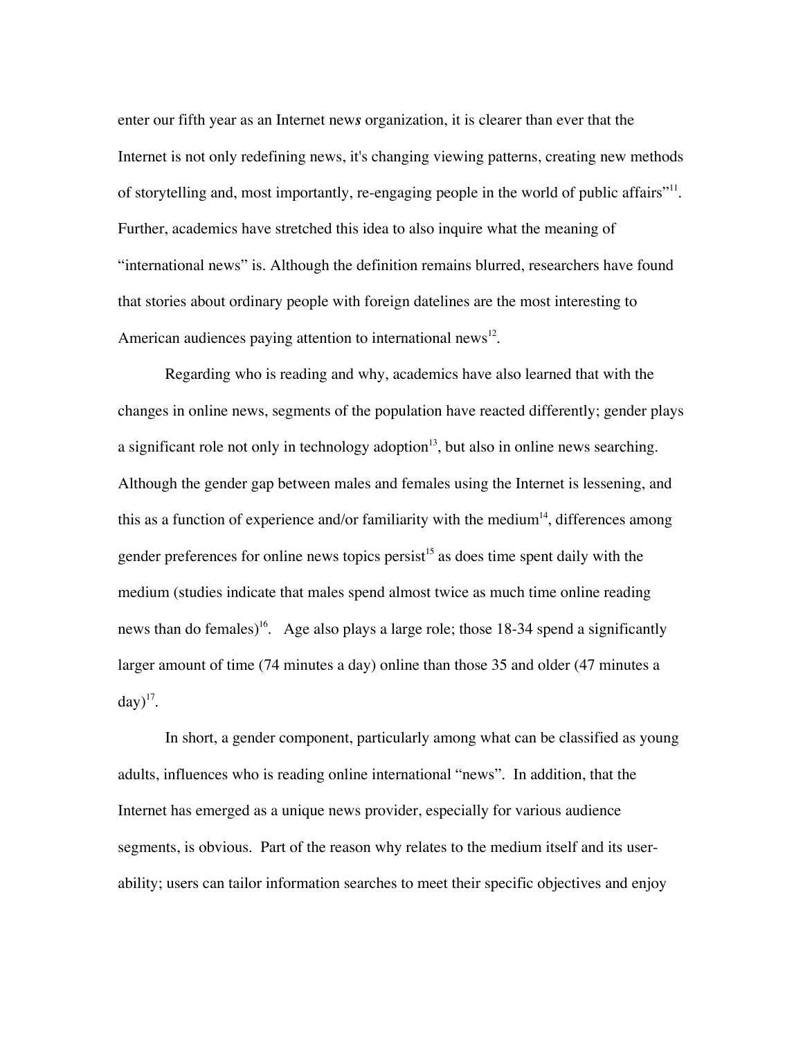enter our fifth year as an Internet new*s* organization, it is clearer than ever that the Internet is not only redefining news, it's changing viewing patterns, creating new methods of storytelling and, most importantly, re-engaging people in the world of public affairs"[11]. Further, academics have stretched this idea to also inquire what the meaning of "international news" is. Although the definition remains blurred, researchers have found that stories about ordinary people with foreign datelines are the most interesting to American audiences paying attention to international news[12].

Regarding who is reading and why, academics have also learned that with the changes in online news, segments of the population have reacted differently; gender plays a significant role not only in technology adoption[13], but also in online news searching. Although the gender gap between males and females using the Internet is lessening, and this as a function of experience and/or familiarity with the medium[14], differences among gender preferences for online news topics persist[15] as does time spent daily with the medium (studies indicate that males spend almost twice as much time online reading news than do females)[16]. Age also plays a large role; those 18-34 spend a significantly larger amount of time (74 minutes a day) online than those 35 and older (47 minutes a day)[17].

In short, a gender component, particularly among what can be classified as young adults, influences who is reading online international "news". In addition, that the Internet has emerged as a unique news provider, especially for various audience segments, is obvious. Part of the reason why relates to the medium itself and its user-ability; users can tailor information searches to meet their specific objectives and enjoy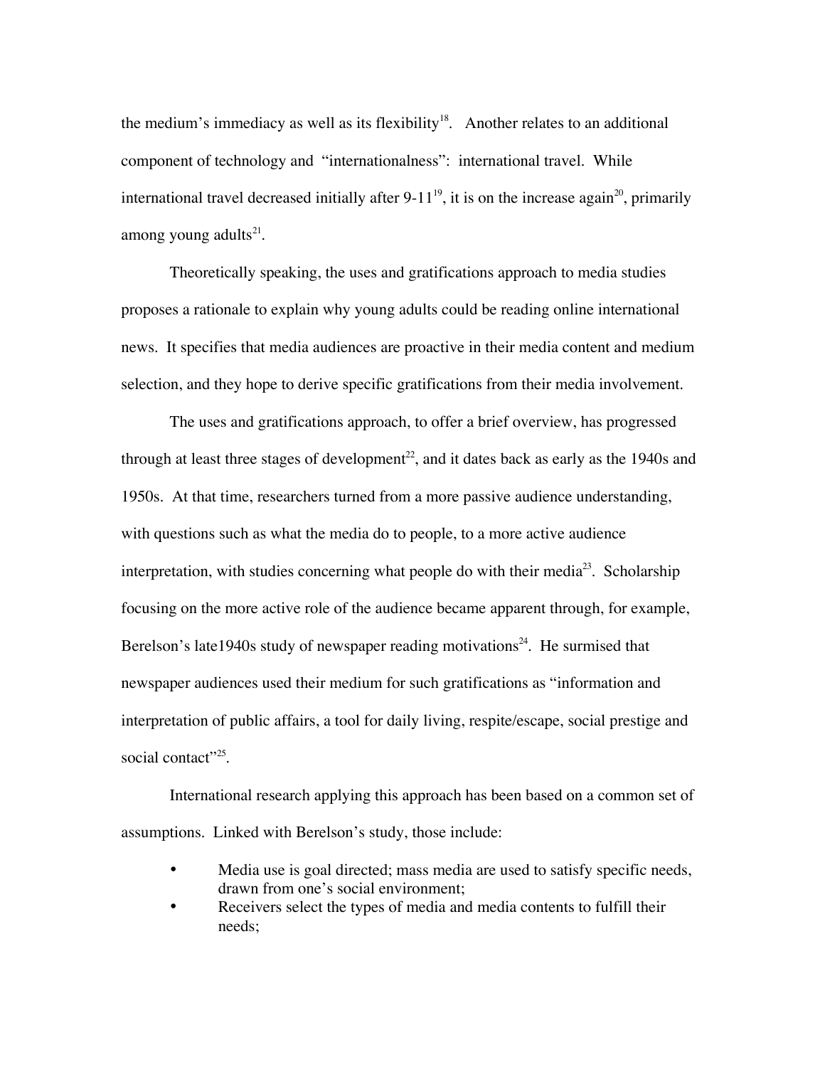the medium's immediacy as well as its flexibility[18]. Another relates to an additional component of technology and "internationalness": international travel. While international travel decreased initially after 9-11[19], it is on the increase again[20], primarily among young adults[21].

Theoretically speaking, the uses and gratifications approach to media studies proposes a rationale to explain why young adults could be reading online international news. It specifies that media audiences are proactive in their media content and medium selection, and they hope to derive specific gratifications from their media involvement.

The uses and gratifications approach, to offer a brief overview, has progressed through at least three stages of development[22], and it dates back as early as the 1940s and 1950s. At that time, researchers turned from a more passive audience understanding, with questions such as what the media do to people, to a more active audience interpretation, with studies concerning what people do with their media[23]. Scholarship focusing on the more active role of the audience became apparent through, for example, Berelson's late1940s study of newspaper reading motivations[24]. He surmised that newspaper audiences used their medium for such gratifications as "information and interpretation of public affairs, a tool for daily living, respite/escape, social prestige and social contact"[25].

International research applying this approach has been based on a common set of assumptions. Linked with Berelson's study, those include:

- Media use is goal directed; mass media are used to satisfy specific needs, drawn from one's social environment;
- Receivers select the types of media and media contents to fulfill their needs;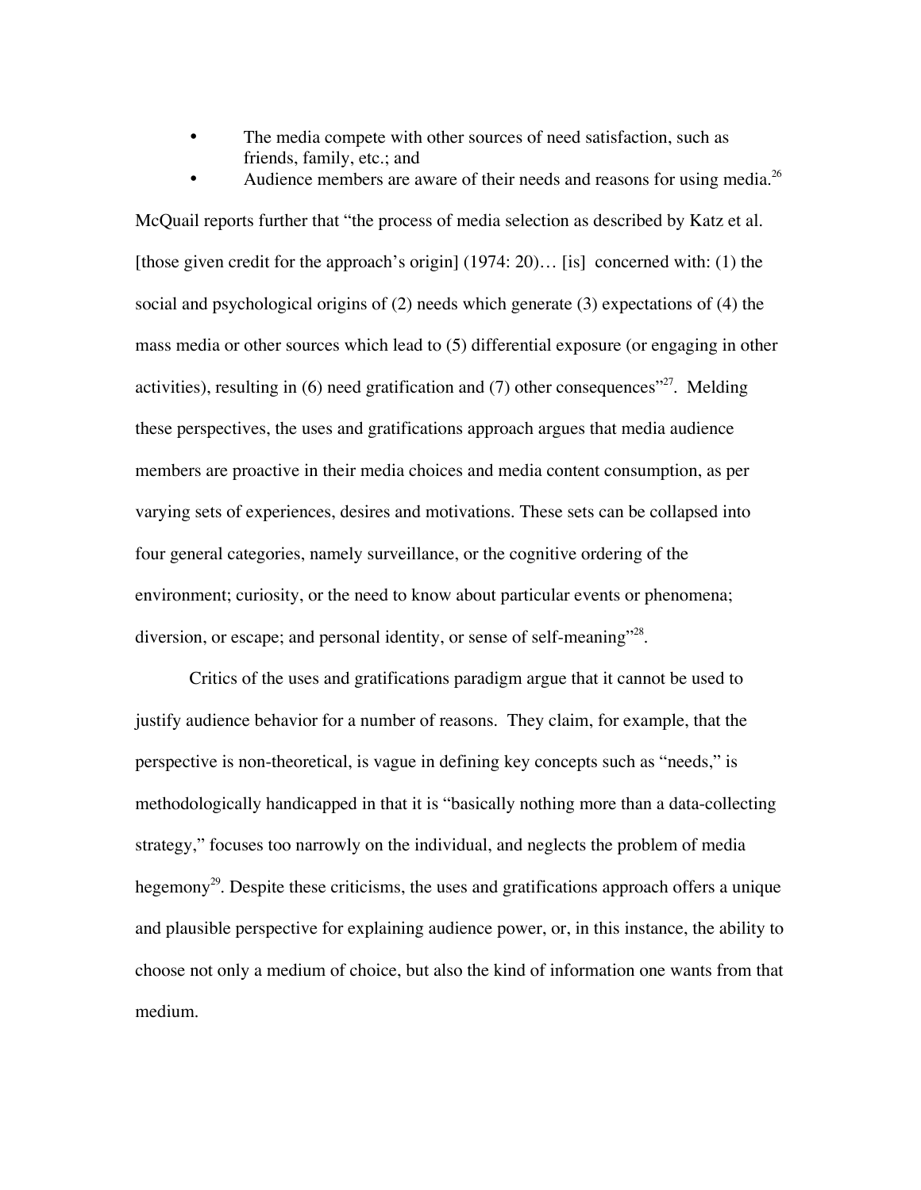- The media compete with other sources of need satisfaction, such as friends, family, etc.; and
- Audience members are aware of their needs and reasons for using media.[26]

McQuail reports further that "the process of media selection as described by Katz et al. [those given credit for the approach's origin] (1974: 20)… [is] concerned with: (1) the social and psychological origins of (2) needs which generate (3) expectations of (4) the mass media or other sources which lead to (5) differential exposure (or engaging in other activities), resulting in (6) need gratification and (7) other consequences"[27]. Melding these perspectives, the uses and gratifications approach argues that media audience members are proactive in their media choices and media content consumption, as per varying sets of experiences, desires and motivations. These sets can be collapsed into four general categories, namely surveillance, or the cognitive ordering of the environment; curiosity, or the need to know about particular events or phenomena; diversion, or escape; and personal identity, or sense of self-meaning"[28].

Critics of the uses and gratifications paradigm argue that it cannot be used to justify audience behavior for a number of reasons. They claim, for example, that the perspective is non-theoretical, is vague in defining key concepts such as "needs," is methodologically handicapped in that it is "basically nothing more than a data-collecting strategy," focuses too narrowly on the individual, and neglects the problem of media hegemony[29]. Despite these criticisms, the uses and gratifications approach offers a unique and plausible perspective for explaining audience power, or, in this instance, the ability to choose not only a medium of choice, but also the kind of information one wants from that medium.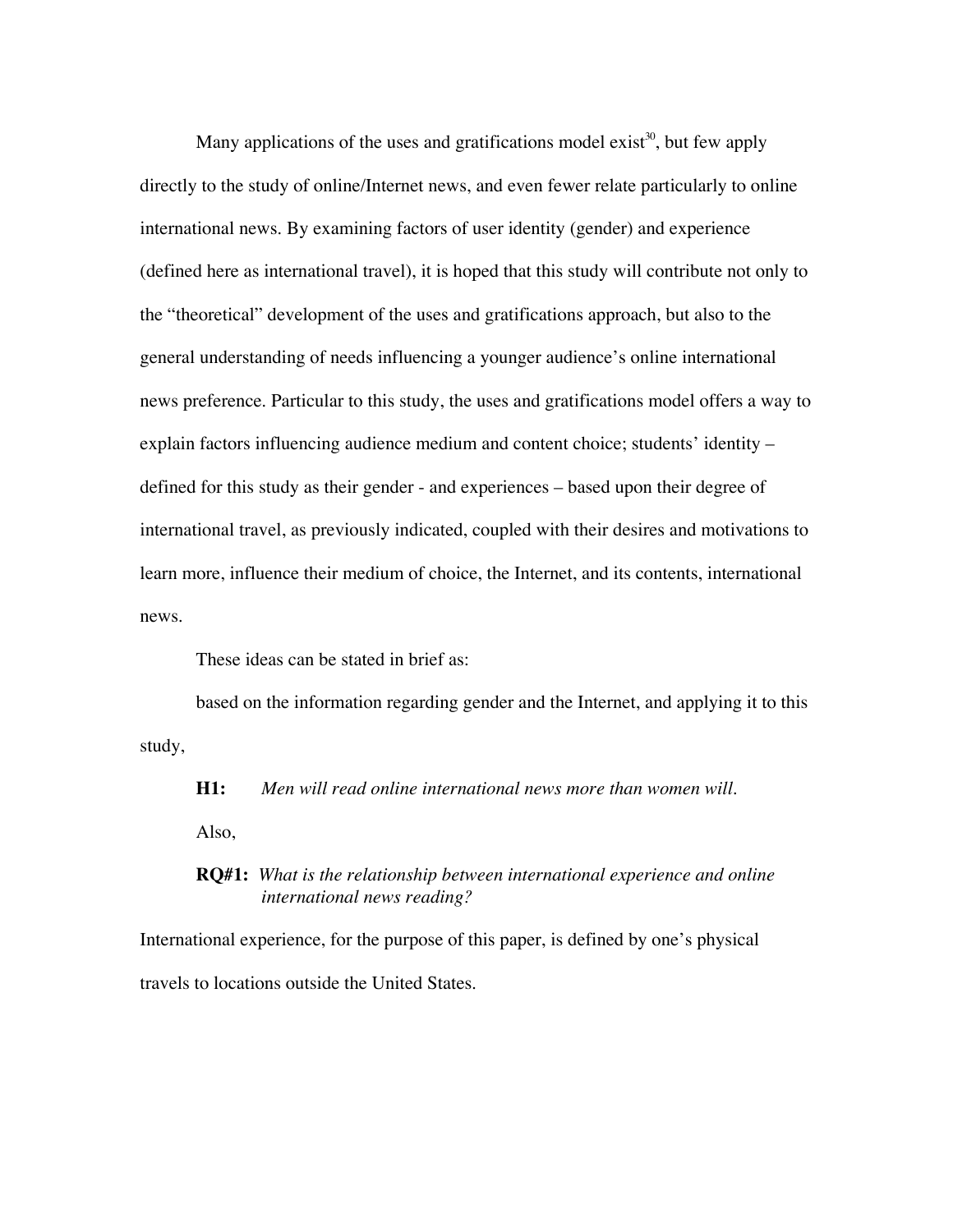Many applications of the uses and gratifications model exist[30], but few apply directly to the study of online/Internet news, and even fewer relate particularly to online international news. By examining factors of user identity (gender) and experience (defined here as international travel), it is hoped that this study will contribute not only to the "theoretical" development of the uses and gratifications approach, but also to the general understanding of needs influencing a younger audience's online international news preference. Particular to this study, the uses and gratifications model offers a way to explain factors influencing audience medium and content choice; students' identity – defined for this study as their gender - and experiences – based upon their degree of international travel, as previously indicated, coupled with their desires and motivations to learn more, influence their medium of choice, the Internet, and its contents, international news.

These ideas can be stated in brief as:

based on the information regarding gender and the Internet, and applying it to this study,

**H1:** *Men will read online international news more than women will.*

Also,

**RQ#1:** *What is the relationship between international experience and online international news reading?*

International experience, for the purpose of this paper, is defined by one's physical travels to locations outside the United States.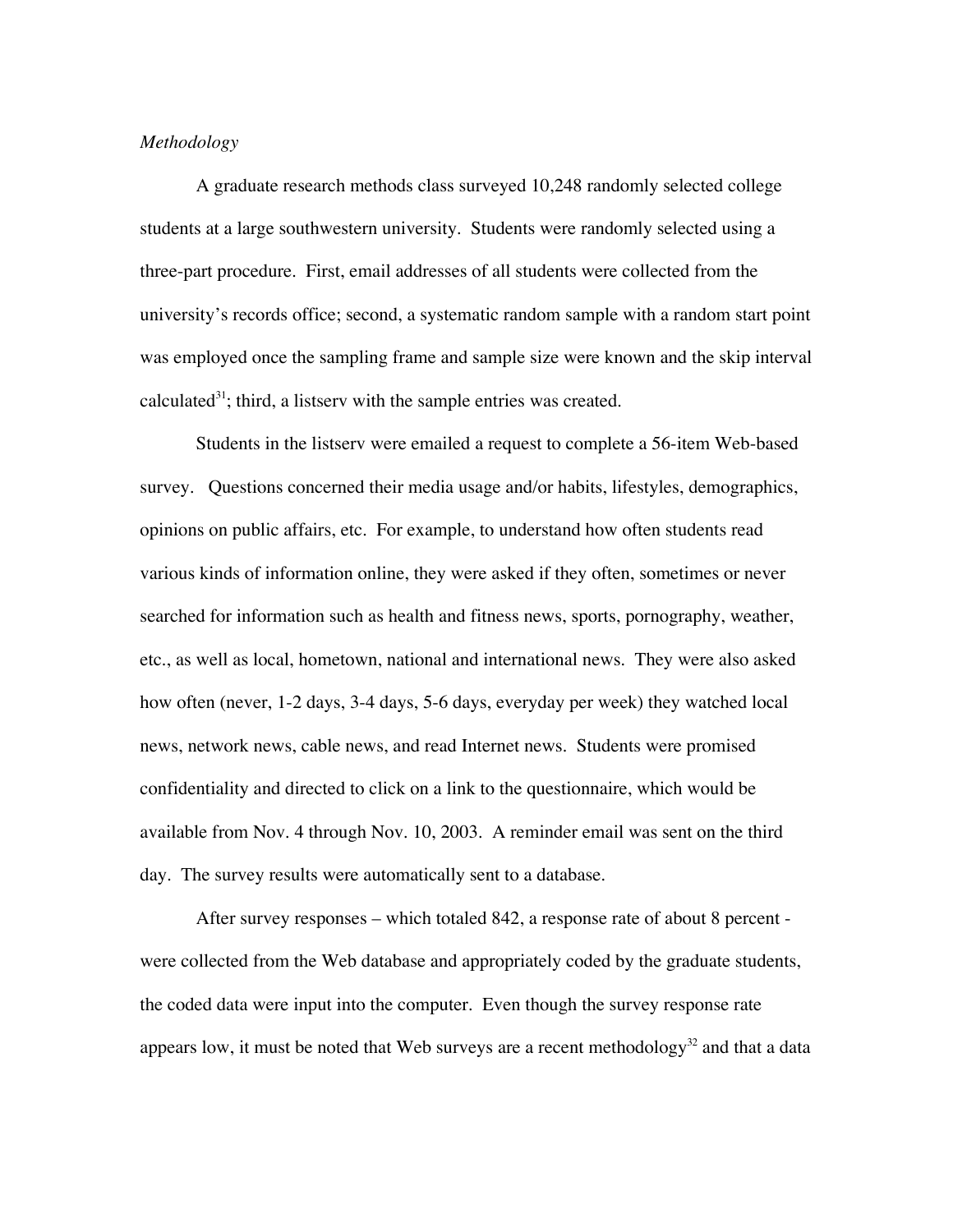*Methodology*

A graduate research methods class surveyed 10,248 randomly selected college students at a large southwestern university. Students were randomly selected using a three-part procedure. First, email addresses of all students were collected from the university's records office; second, a systematic random sample with a random start point was employed once the sampling frame and sample size were known and the skip interval calculated[31]; third, a listserv with the sample entries was created.

Students in the listserv were emailed a request to complete a 56-item Web-based survey. Questions concerned their media usage and/or habits, lifestyles, demographics, opinions on public affairs, etc. For example, to understand how often students read various kinds of information online, they were asked if they often, sometimes or never searched for information such as health and fitness news, sports, pornography, weather, etc., as well as local, hometown, national and international news. They were also asked how often (never, 1-2 days, 3-4 days, 5-6 days, everyday per week) they watched local news, network news, cable news, and read Internet news. Students were promised confidentiality and directed to click on a link to the questionnaire, which would be available from Nov. 4 through Nov. 10, 2003. A reminder email was sent on the third day. The survey results were automatically sent to a database.

After survey responses – which totaled 842, a response rate of about 8 percent - were collected from the Web database and appropriately coded by the graduate students, the coded data were input into the computer. Even though the survey response rate appears low, it must be noted that Web surveys are a recent methodology[32] and that a data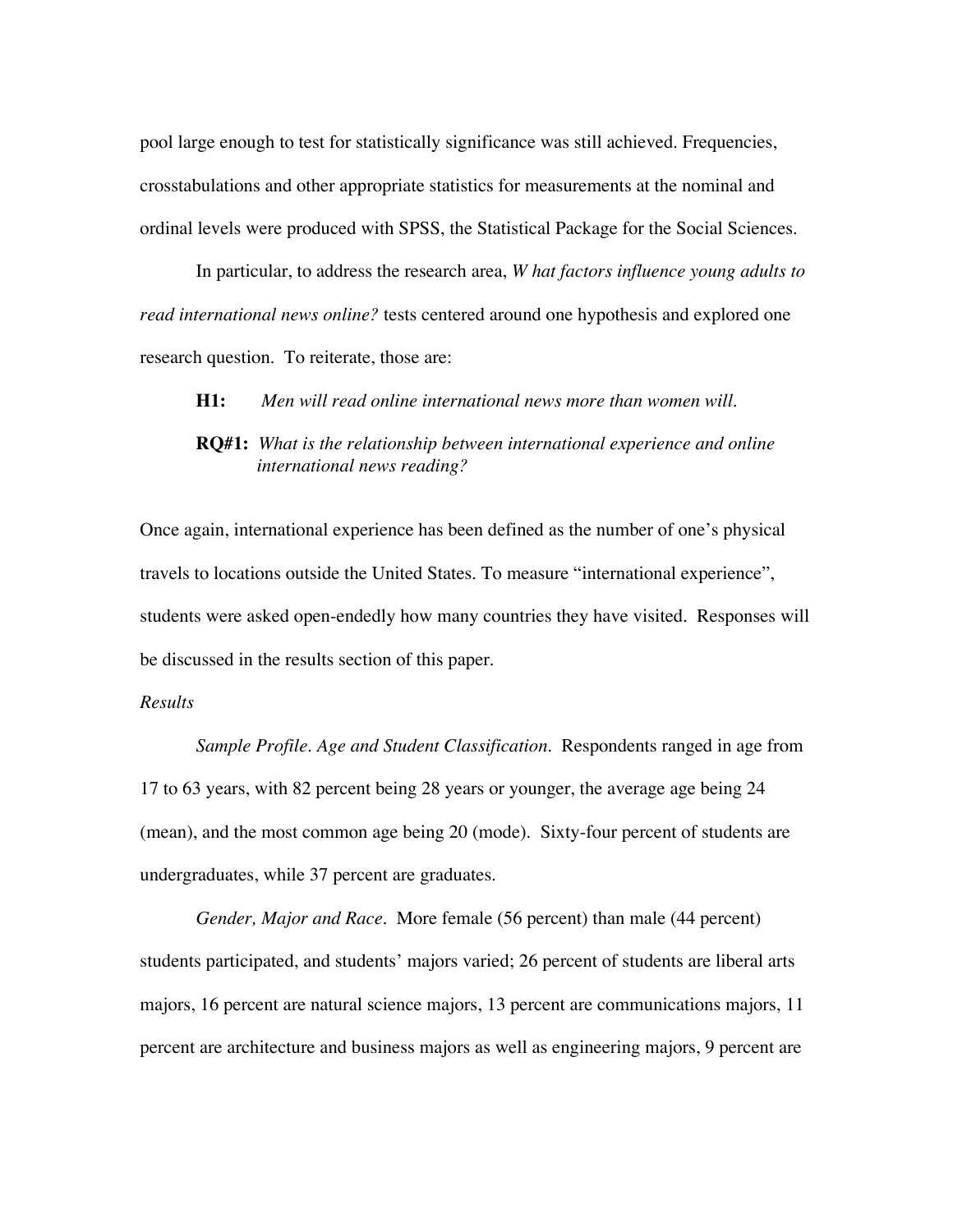pool large enough to test for statistically significance was still achieved. Frequencies, crosstabulations and other appropriate statistics for measurements at the nominal and ordinal levels were produced with SPSS, the Statistical Package for the Social Sciences.

In particular, to address the research area, *W hat factors influence young adults to read international news online?* tests centered around one hypothesis and explored one research question. To reiterate, those are:

**H1:** *Men will read online international news more than women will.*

**RQ#1:** *What is the relationship between international experience and online international news reading?*

Once again, international experience has been defined as the number of one's physical travels to locations outside the United States. To measure "international experience", students were asked open-endedly how many countries they have visited. Responses will be discussed in the results section of this paper.

*Results*

*Sample Profile. Age and Student Classification.* Respondents ranged in age from 17 to 63 years, with 82 percent being 28 years or younger, the average age being 24 (mean), and the most common age being 20 (mode). Sixty-four percent of students are undergraduates, while 37 percent are graduates.

*Gender, Major and Race.* More female (56 percent) than male (44 percent) students participated, and students' majors varied; 26 percent of students are liberal arts majors, 16 percent are natural science majors, 13 percent are communications majors, 11 percent are architecture and business majors as well as engineering majors, 9 percent are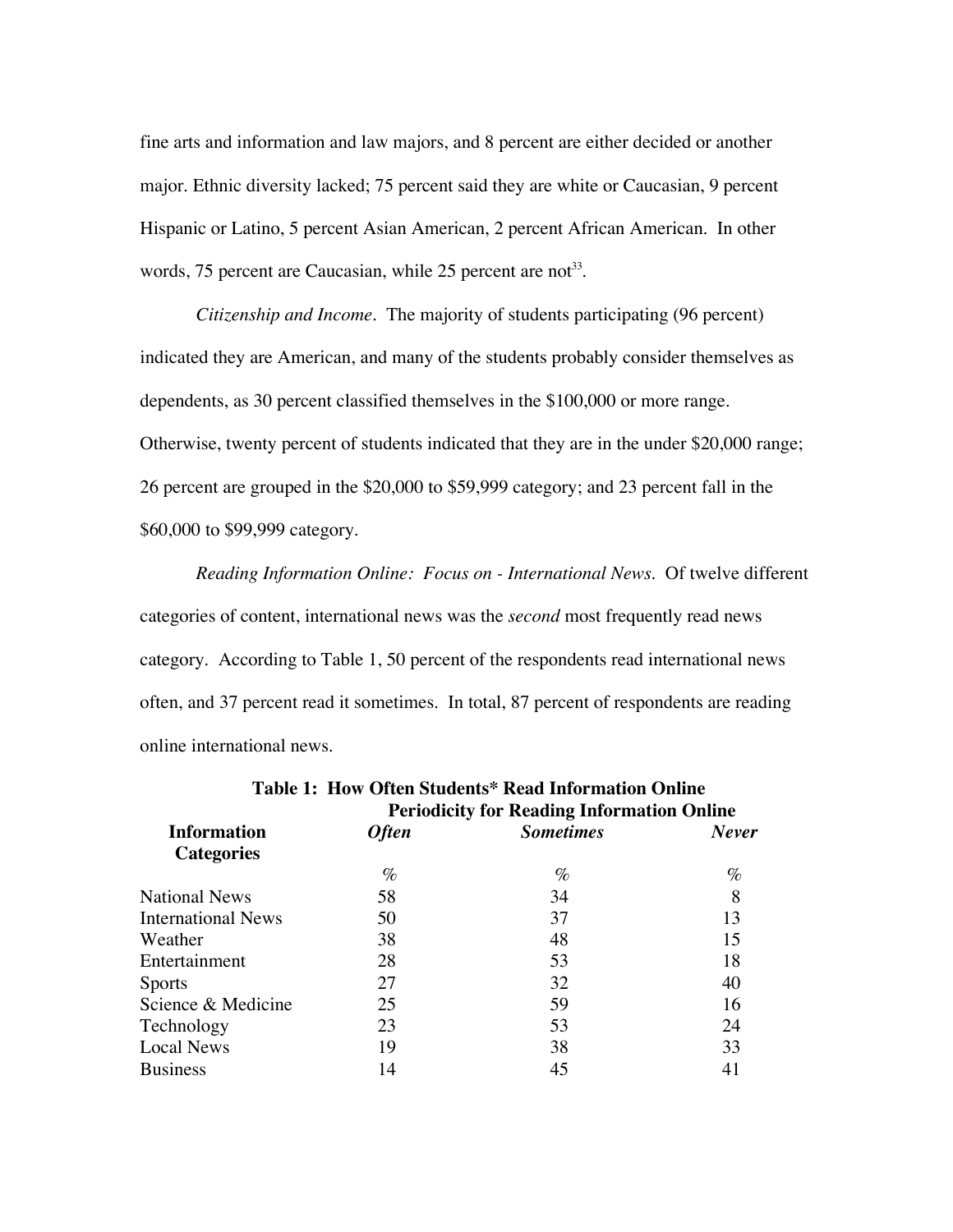fine arts and information and law majors, and 8 percent are either decided or another major. Ethnic diversity lacked; 75 percent said they are white or Caucasian, 9 percent Hispanic or Latino, 5 percent Asian American, 2 percent African American. In other words, 75 percent are Caucasian, while 25 percent are not[33].

*Citizenship and Income*. The majority of students participating (96 percent) indicated they are American, and many of the students probably consider themselves as dependents, as 30 percent classified themselves in the $100,000 or more range. Otherwise, twenty percent of students indicated that they are in the under $20,000 range; 26 percent are grouped in the $20,000 to $59,999 category; and 23 percent fall in the $60,000 to $99,999 category.

*Reading Information Online: Focus on - International News*. Of twelve different categories of content, international news was the *second* most frequently read news category. According to Table 1, 50 percent of the respondents read international news often, and 37 percent read it sometimes. In total, 87 percent of respondents are reading online international news.

**Table 1: How Often Students* Read Information Online**

| | **Periodicity for Reading Information Online** | | |
|---|---|---|---|
| **Information Categories** | ***Often*** | ***Sometimes*** | ***Never*** |
| | % | % | % |
| National News | 58 | 34 | 8 |
| International News | 50 | 37 | 13 |
| Weather | 38 | 48 | 15 |
| Entertainment | 28 | 53 | 18 |
| Sports | 27 | 32 | 40 |
| Science & Medicine | 25 | 59 | 16 |
| Technology | 23 | 53 | 24 |
| Local News | 19 | 38 | 33 |
| Business | 14 | 45 | 41 |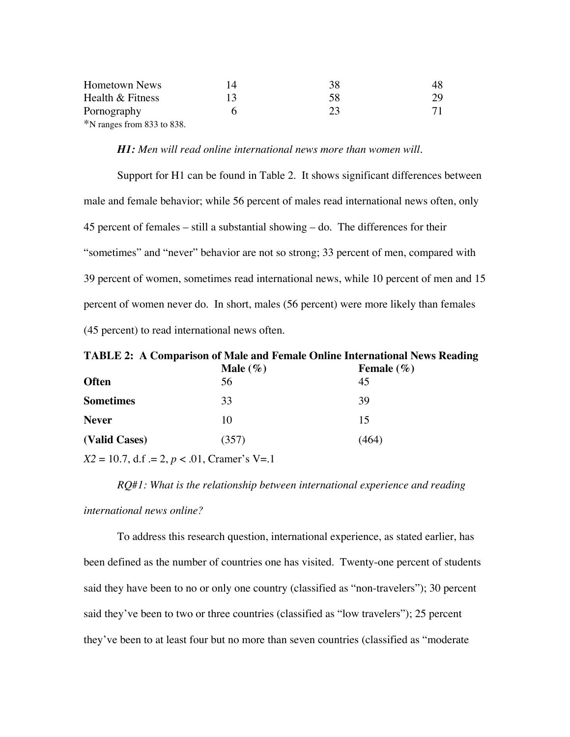| Hometown News | 14 | 38 | 48 |
|---|---|---|---|
| Health & Fitness | 13 | 58 | 29 |
| Pornography | 6 | 23 | 71 |

*N ranges from 833 to 838.

***H1:*** *Men will read online international news more than women will.*

Support for H1 can be found in Table 2. It shows significant differences between male and female behavior; while 56 percent of males read international news often, only 45 percent of females – still a substantial showing – do. The differences for their "sometimes" and "never" behavior are not so strong; 33 percent of men, compared with 39 percent of women, sometimes read international news, while 10 percent of men and 15 percent of women never do. In short, males (56 percent) were more likely than females (45 percent) to read international news often.

**TABLE 2: A Comparison of Male and Female Online International News Reading**

| | **Male (%)** | **Female (%)** |
|---|---|---|
| **Often** | 56 | 45 |
| **Sometimes** | 33 | 39 |
| **Never** | 10 | 15 |
| **(Valid Cases)** | (357) | (464) |

$X2 = 10.7$, d.f .= 2, $p < .01$, Cramer's V=.1

*RQ#1: What is the relationship between international experience and reading international news online?*

To address this research question, international experience, as stated earlier, has been defined as the number of countries one has visited. Twenty-one percent of students said they have been to no or only one country (classified as "non-travelers"); 30 percent said they've been to two or three countries (classified as "low travelers"); 25 percent they've been to at least four but no more than seven countries (classified as "moderate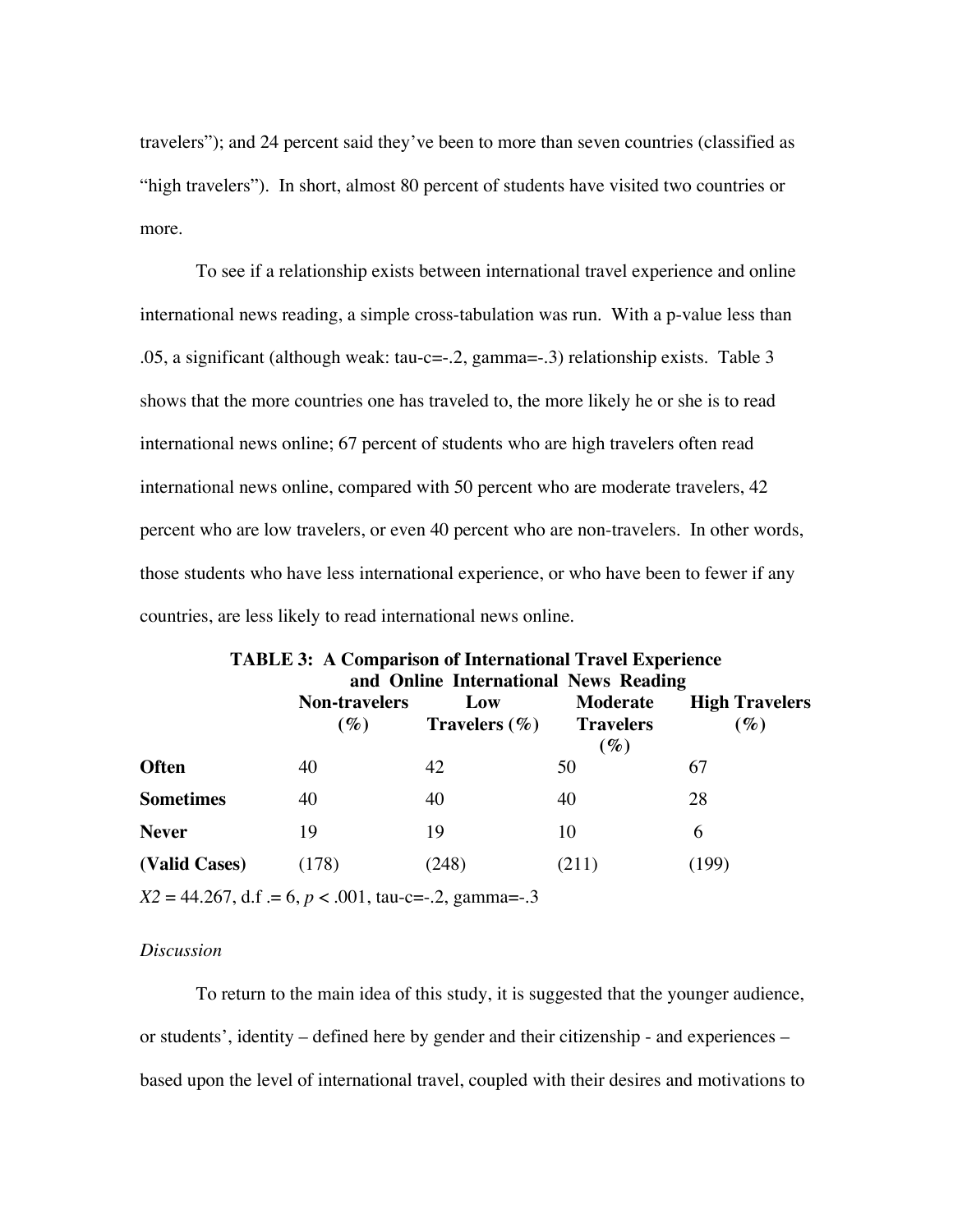travelers"); and 24 percent said they've been to more than seven countries (classified as "high travelers"). In short, almost 80 percent of students have visited two countries or more.

To see if a relationship exists between international travel experience and online international news reading, a simple cross-tabulation was run. With a p-value less than .05, a significant (although weak: tau-c=-.2, gamma=-.3) relationship exists. Table 3 shows that the more countries one has traveled to, the more likely he or she is to read international news online; 67 percent of students who are high travelers often read international news online, compared with 50 percent who are moderate travelers, 42 percent who are low travelers, or even 40 percent who are non-travelers. In other words, those students who have less international experience, or who have been to fewer if any countries, are less likely to read international news online.

**TABLE 3: A Comparison of International Travel Experience and Online International News Reading**

| | Non-travelers (%) | Low Travelers (%) | Moderate Travelers (%) | High Travelers (%) |
|---|---|---|---|---|
| **Often** | 40 | 42 | 50 | 67 |
| **Sometimes** | 40 | 40 | 40 | 28 |
| **Never** | 19 | 19 | 10 | 6 |
| **(Valid Cases)** | (178) | (248) | (211) | (199) |

$X2$ = 44.267, d.f .= 6, $p < .001$, tau-c=-.2, gamma=-.3

*Discussion*

To return to the main idea of this study, it is suggested that the younger audience, or students', identity – defined here by gender and their citizenship - and experiences – based upon the level of international travel, coupled with their desires and motivations to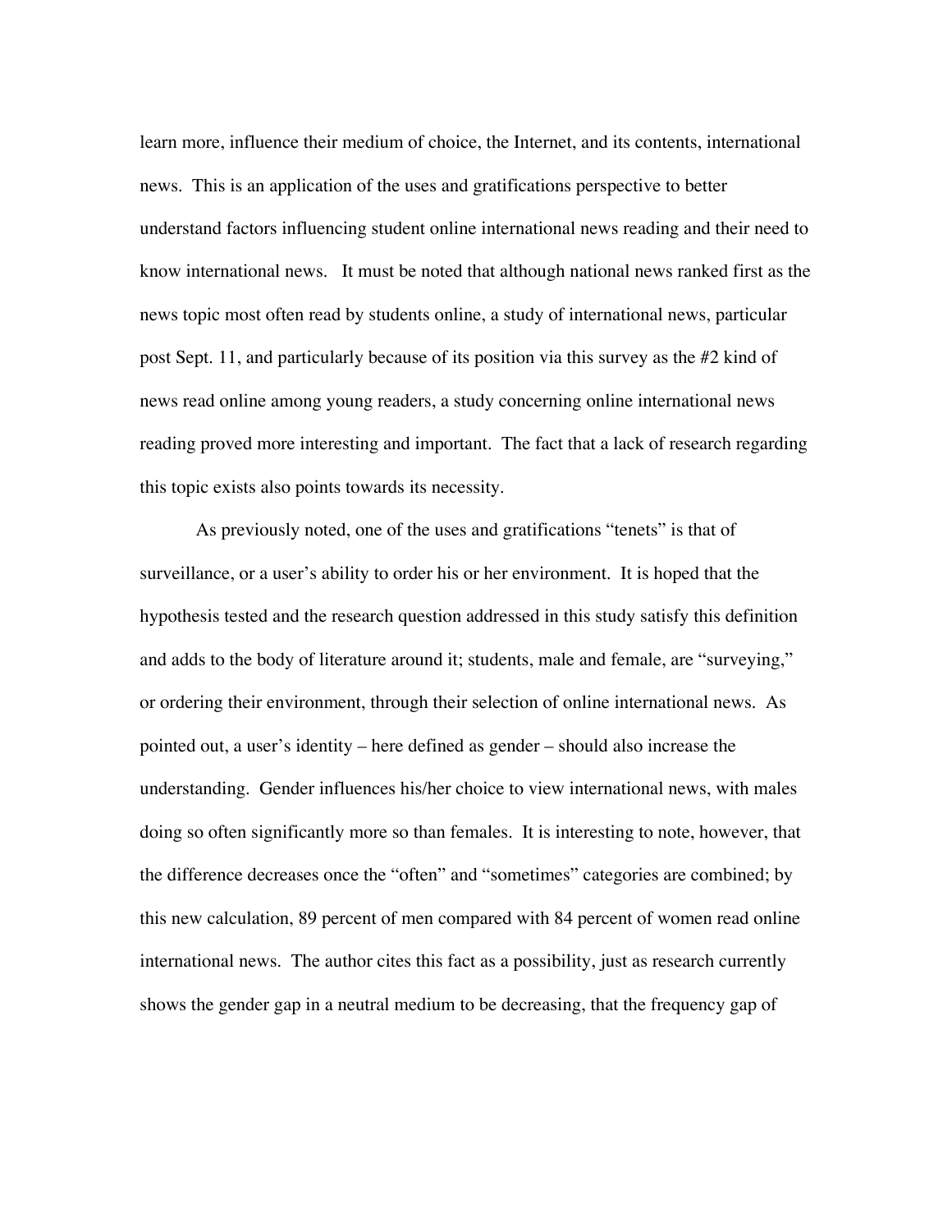learn more, influence their medium of choice, the Internet, and its contents, international news. This is an application of the uses and gratifications perspective to better understand factors influencing student online international news reading and their need to know international news. It must be noted that although national news ranked first as the news topic most often read by students online, a study of international news, particular post Sept. 11, and particularly because of its position via this survey as the #2 kind of news read online among young readers, a study concerning online international news reading proved more interesting and important. The fact that a lack of research regarding this topic exists also points towards its necessity.

As previously noted, one of the uses and gratifications "tenets" is that of surveillance, or a user's ability to order his or her environment. It is hoped that the hypothesis tested and the research question addressed in this study satisfy this definition and adds to the body of literature around it; students, male and female, are "surveying," or ordering their environment, through their selection of online international news. As pointed out, a user's identity – here defined as gender – should also increase the understanding. Gender influences his/her choice to view international news, with males doing so often significantly more so than females. It is interesting to note, however, that the difference decreases once the "often" and "sometimes" categories are combined; by this new calculation, 89 percent of men compared with 84 percent of women read online international news. The author cites this fact as a possibility, just as research currently shows the gender gap in a neutral medium to be decreasing, that the frequency gap of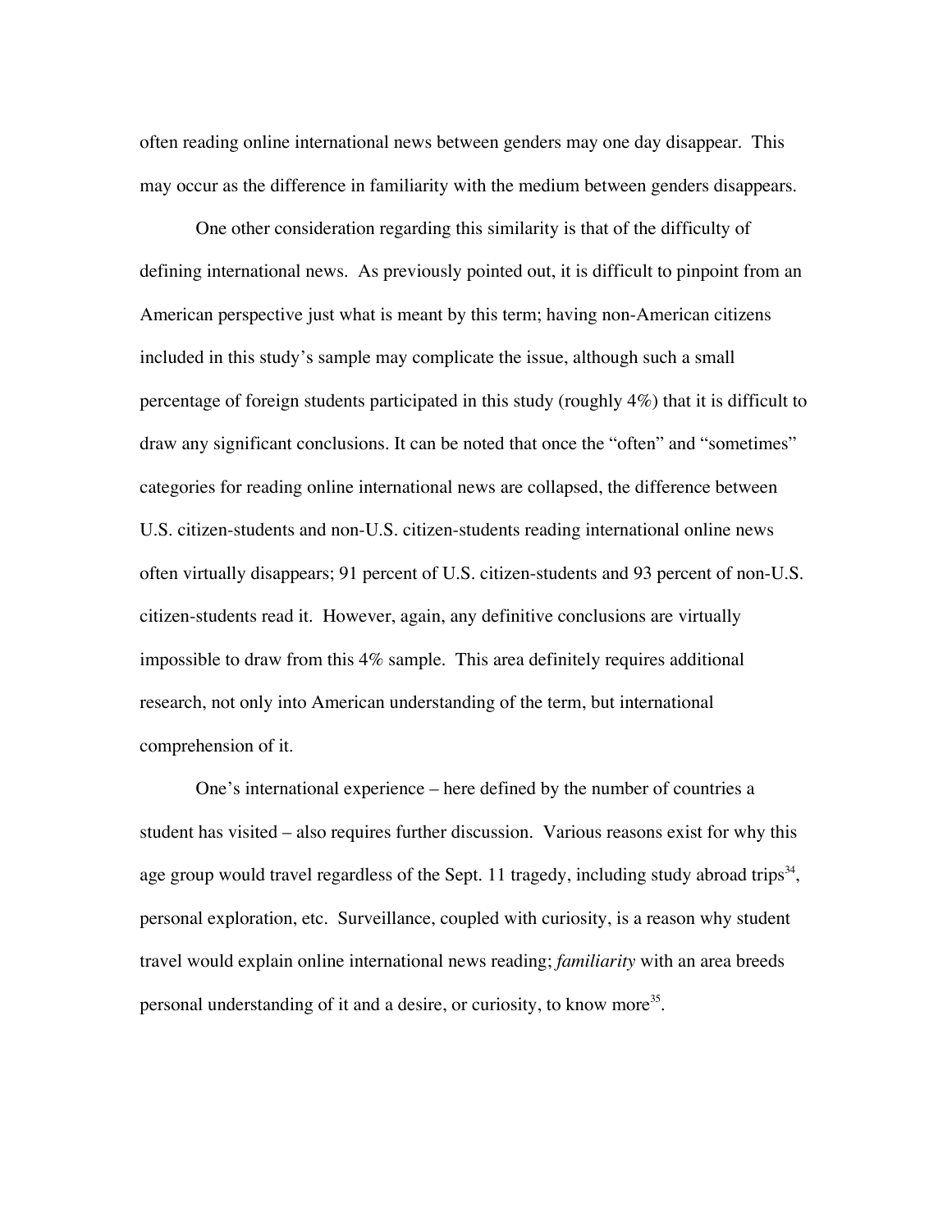often reading online international news between genders may one day disappear. This may occur as the difference in familiarity with the medium between genders disappears.

One other consideration regarding this similarity is that of the difficulty of defining international news. As previously pointed out, it is difficult to pinpoint from an American perspective just what is meant by this term; having non-American citizens included in this study's sample may complicate the issue, although such a small percentage of foreign students participated in this study (roughly 4%) that it is difficult to draw any significant conclusions. It can be noted that once the "often" and "sometimes" categories for reading online international news are collapsed, the difference between U.S. citizen-students and non-U.S. citizen-students reading international online news often virtually disappears; 91 percent of U.S. citizen-students and 93 percent of non-U.S. citizen-students read it. However, again, any definitive conclusions are virtually impossible to draw from this 4% sample. This area definitely requires additional research, not only into American understanding of the term, but international comprehension of it.

One's international experience – here defined by the number of countries a student has visited – also requires further discussion. Various reasons exist for why this age group would travel regardless of the Sept. 11 tragedy, including study abroad trips[34], personal exploration, etc. Surveillance, coupled with curiosity, is a reason why student travel would explain online international news reading; *familiarity* with an area breeds personal understanding of it and a desire, or curiosity, to know more[35].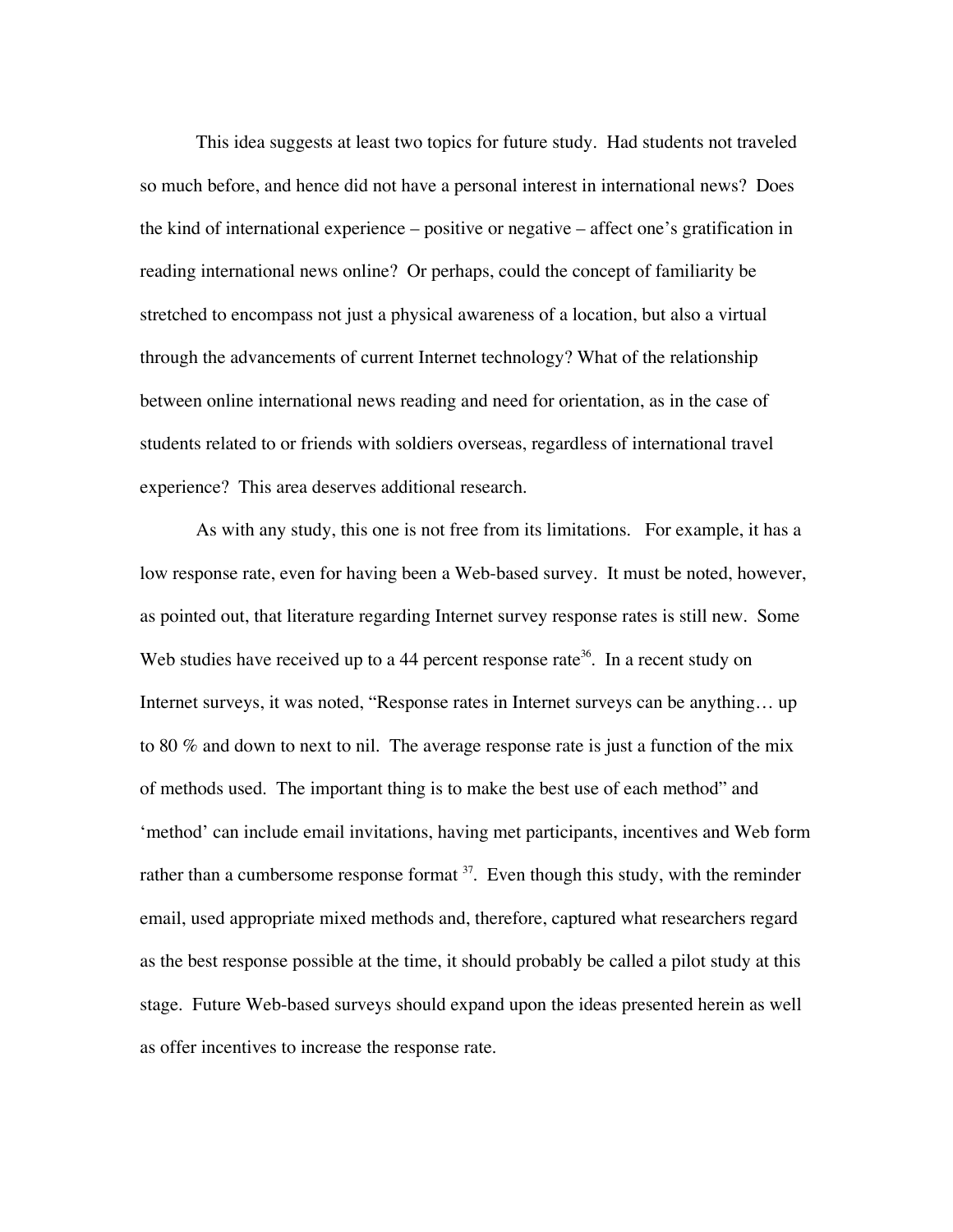This idea suggests at least two topics for future study. Had students not traveled so much before, and hence did not have a personal interest in international news? Does the kind of international experience – positive or negative – affect one's gratification in reading international news online? Or perhaps, could the concept of familiarity be stretched to encompass not just a physical awareness of a location, but also a virtual through the advancements of current Internet technology? What of the relationship between online international news reading and need for orientation, as in the case of students related to or friends with soldiers overseas, regardless of international travel experience? This area deserves additional research.

As with any study, this one is not free from its limitations. For example, it has a low response rate, even for having been a Web-based survey. It must be noted, however, as pointed out, that literature regarding Internet survey response rates is still new. Some Web studies have received up to a 44 percent response rate[36]. In a recent study on Internet surveys, it was noted, "Response rates in Internet surveys can be anything… up to 80 % and down to next to nil. The average response rate is just a function of the mix of methods used. The important thing is to make the best use of each method" and 'method' can include email invitations, having met participants, incentives and Web form rather than a cumbersome response format [37]. Even though this study, with the reminder email, used appropriate mixed methods and, therefore, captured what researchers regard as the best response possible at the time, it should probably be called a pilot study at this stage. Future Web-based surveys should expand upon the ideas presented herein as well as offer incentives to increase the response rate.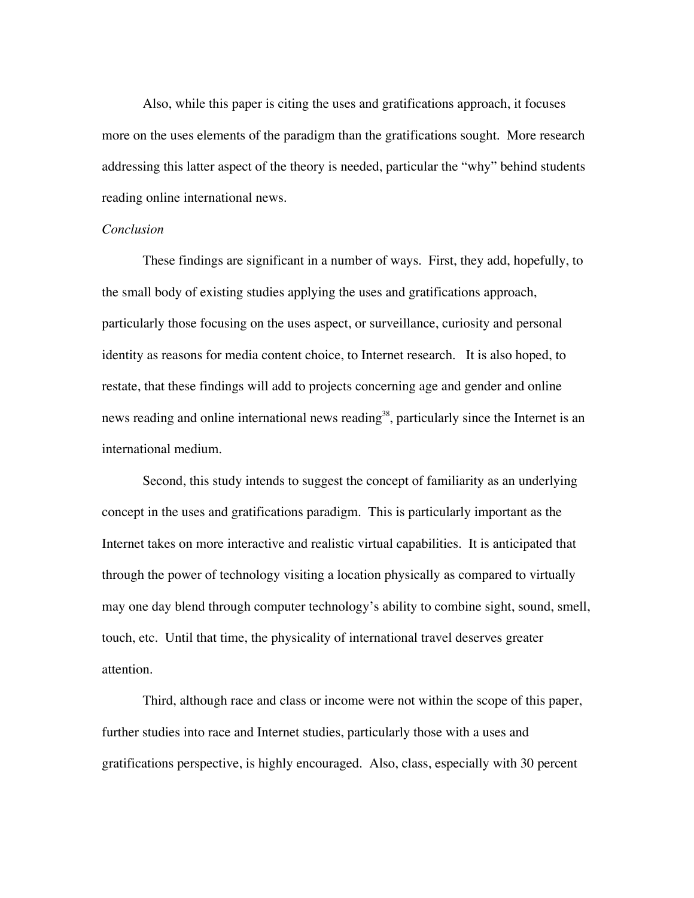Also, while this paper is citing the uses and gratifications approach, it focuses more on the uses elements of the paradigm than the gratifications sought. More research addressing this latter aspect of the theory is needed, particular the "why" behind students reading online international news.

*Conclusion*

These findings are significant in a number of ways. First, they add, hopefully, to the small body of existing studies applying the uses and gratifications approach, particularly those focusing on the uses aspect, or surveillance, curiosity and personal identity as reasons for media content choice, to Internet research. It is also hoped, to restate, that these findings will add to projects concerning age and gender and online news reading and online international news reading[38], particularly since the Internet is an international medium.

Second, this study intends to suggest the concept of familiarity as an underlying concept in the uses and gratifications paradigm. This is particularly important as the Internet takes on more interactive and realistic virtual capabilities. It is anticipated that through the power of technology visiting a location physically as compared to virtually may one day blend through computer technology's ability to combine sight, sound, smell, touch, etc. Until that time, the physicality of international travel deserves greater attention.

Third, although race and class or income were not within the scope of this paper, further studies into race and Internet studies, particularly those with a uses and gratifications perspective, is highly encouraged. Also, class, especially with 30 percent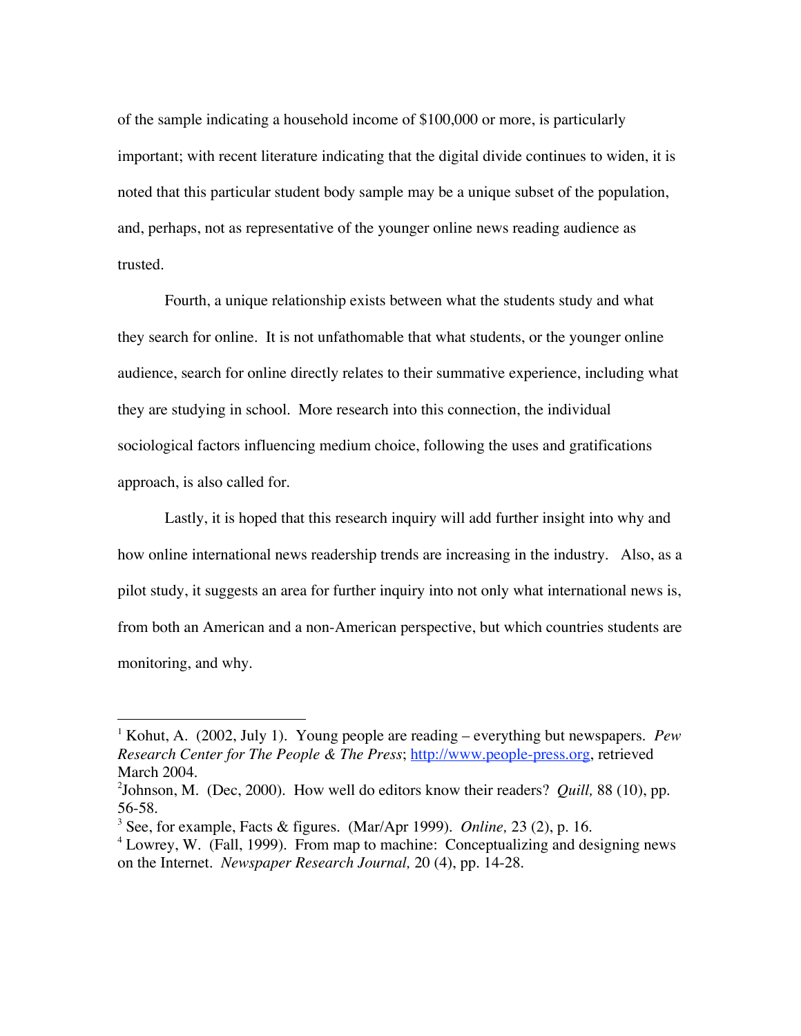of the sample indicating a household income of $100,000 or more, is particularly important; with recent literature indicating that the digital divide continues to widen, it is noted that this particular student body sample may be a unique subset of the population, and, perhaps, not as representative of the younger online news reading audience as trusted.

Fourth, a unique relationship exists between what the students study and what they search for online. It is not unfathomable that what students, or the younger online audience, search for online directly relates to their summative experience, including what they are studying in school. More research into this connection, the individual sociological factors influencing medium choice, following the uses and gratifications approach, is also called for.

Lastly, it is hoped that this research inquiry will add further insight into why and how online international news readership trends are increasing in the industry. Also, as a pilot study, it suggests an area for further inquiry into not only what international news is, from both an American and a non-American perspective, but which countries students are monitoring, and why.

---

[1] Kohut, A. (2002, July 1). Young people are reading – everything but newspapers. *Pew Research Center for The People & The Press*; http://www.people-press.org, retrieved March 2004.

[2] Johnson, M. (Dec, 2000). How well do editors know their readers? *Quill,* 88 (10), pp. 56-58.

[3] See, for example, Facts & figures. (Mar/Apr 1999). *Online,* 23 (2), p. 16.

[4] Lowrey, W. (Fall, 1999). From map to machine: Conceptualizing and designing news on the Internet. *Newspaper Research Journal,* 20 (4), pp. 14-28.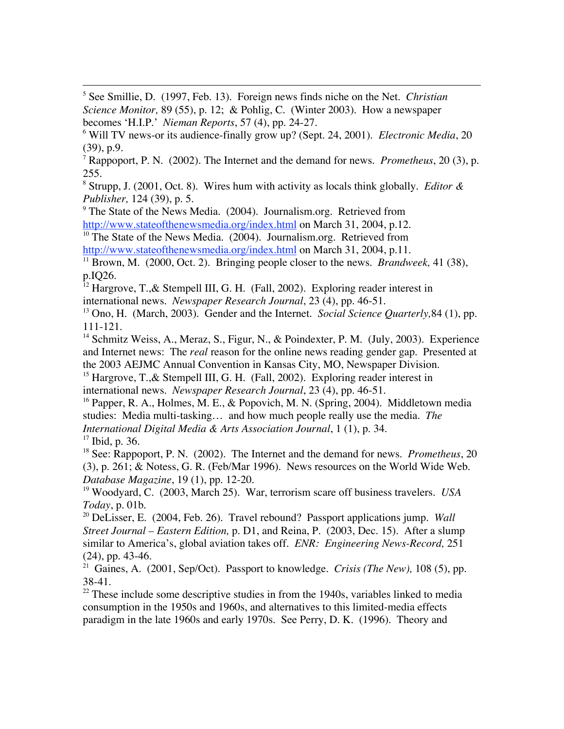[5] See Smillie, D. (1997, Feb. 13). Foreign news finds niche on the Net. *Christian Science Monitor,* 89 (55), p. 12; & Pohlig, C. (Winter 2003). How a newspaper becomes 'H.I.P.' *Nieman Reports*, 57 (4), pp. 24-27.

[6] Will TV news-or its audience-finally grow up? (Sept. 24, 2001). *Electronic Media*, 20 (39), p.9.

[7] Rappoport, P. N. (2002). The Internet and the demand for news. *Prometheus*, 20 (3), p. 255.

[8] Strupp, J. (2001, Oct. 8). Wires hum with activity as locals think globally. *Editor & Publisher,* 124 (39), p. 5.

[9] The State of the News Media. (2004). Journalism.org. Retrieved from http://www.stateofthenewsmedia.org/index.html on March 31, 2004, p.12.

[10] The State of the News Media. (2004). Journalism.org. Retrieved from http://www.stateofthenewsmedia.org/index.html on March 31, 2004, p.11.

[11] Brown, M. (2000, Oct. 2). Bringing people closer to the news. *Brandweek,* 41 (38), p.IQ26.

[12] Hargrove, T.,& Stempell III, G. H. (Fall, 2002). Exploring reader interest in international news. *Newspaper Research Journal*, 23 (4), pp. 46-51.

[13] Ono, H. (March, 2003). Gender and the Internet. *Social Science Quarterly,*84 (1), pp. 111-121.

[14] Schmitz Weiss, A., Meraz, S., Figur, N., & Poindexter, P. M. (July, 2003). Experience and Internet news: The *real* reason for the online news reading gender gap. Presented at the 2003 AEJMC Annual Convention in Kansas City, MO, Newspaper Division.

[15] Hargrove, T.,& Stempell III, G. H. (Fall, 2002). Exploring reader interest in international news. *Newspaper Research Journal*, 23 (4), pp. 46-51.

[16] Papper, R. A., Holmes, M. E., & Popovich, M. N. (Spring, 2004). Middletown media studies: Media multi-tasking… and how much people really use the media. *The International Digital Media & Arts Association Journal*, 1 (1), p. 34.

[17] Ibid, p. 36.

[18] See: Rappoport, P. N. (2002). The Internet and the demand for news. *Prometheus*, 20 (3), p. 261; & Notess, G. R. (Feb/Mar 1996). News resources on the World Wide Web. *Database Magazine*, 19 (1), pp. 12-20.

[19] Woodyard, C. (2003, March 25). War, terrorism scare off business travelers. *USA Today*, p. 01b.

[20] DeLisser, E. (2004, Feb. 26). Travel rebound? Passport applications jump. *Wall Street Journal – Eastern Edition,* p. D1, and Reina, P. (2003, Dec. 15). After a slump similar to America's, global aviation takes off. *ENR: Engineering News-Record,* 251 (24), pp. 43-46.

[21] Gaines, A. (2001, Sep/Oct). Passport to knowledge. *Crisis (The New),* 108 (5), pp. 38-41.

[22] These include some descriptive studies in from the 1940s, variables linked to media consumption in the 1950s and 1960s, and alternatives to this limited-media effects paradigm in the late 1960s and early 1970s. See Perry, D. K. (1996). Theory and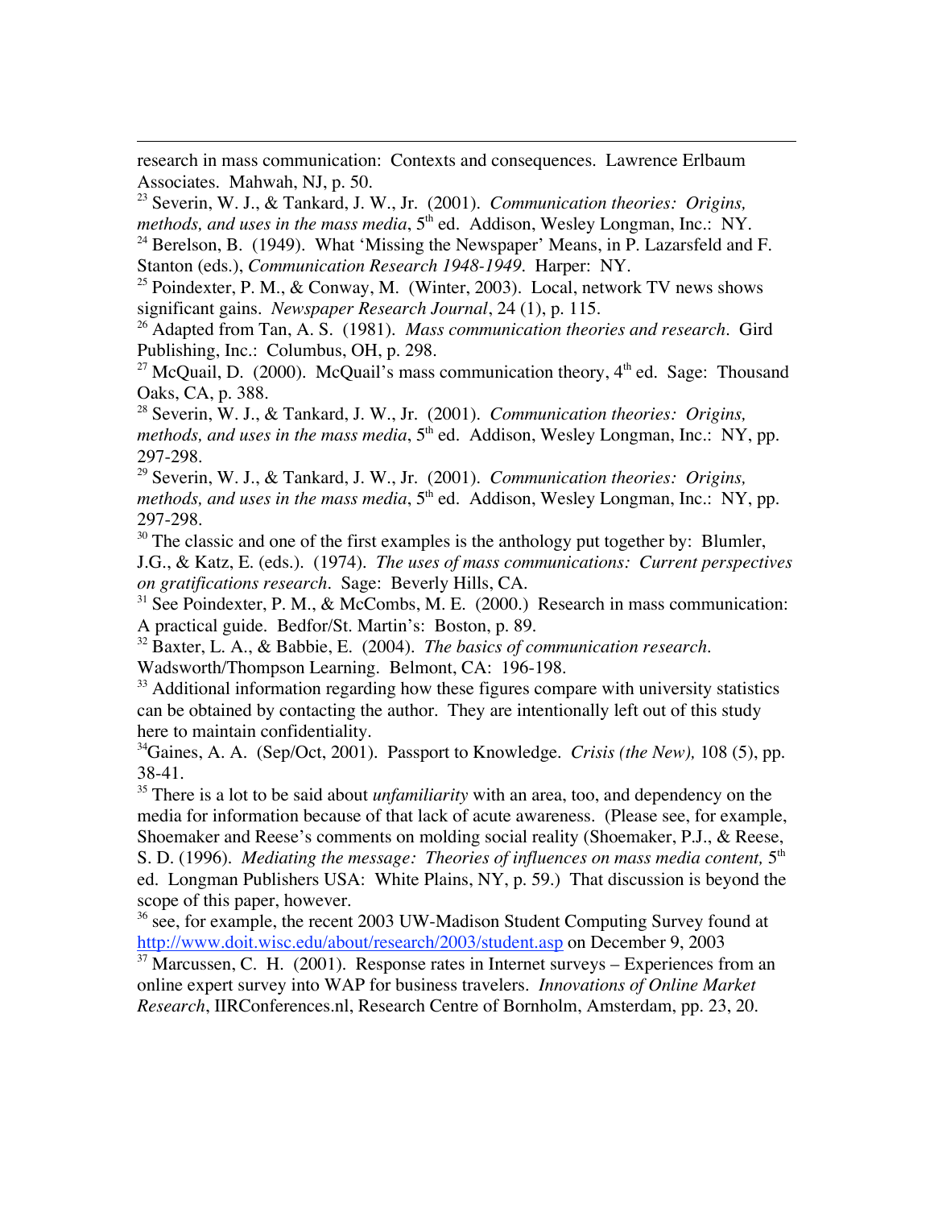research in mass communication: Contexts and consequences. Lawrence Erlbaum Associates. Mahwah, NJ, p. 50.

[23] Severin, W. J., & Tankard, J. W., Jr. (2001). *Communication theories: Origins, methods, and uses in the mass media*, 5th ed. Addison, Wesley Longman, Inc.: NY.

[24] Berelson, B. (1949). What 'Missing the Newspaper' Means, in P. Lazarsfeld and F. Stanton (eds.), *Communication Research 1948-1949*. Harper: NY.

[25] Poindexter, P. M., & Conway, M. (Winter, 2003). Local, network TV news shows significant gains. *Newspaper Research Journal*, 24 (1), p. 115.

[26] Adapted from Tan, A. S. (1981). *Mass communication theories and research*. Gird Publishing, Inc.: Columbus, OH, p. 298.

[27] McQuail, D. (2000). McQuail's mass communication theory, 4th ed. Sage: Thousand Oaks, CA, p. 388.

[28] Severin, W. J., & Tankard, J. W., Jr. (2001). *Communication theories: Origins, methods, and uses in the mass media*, 5th ed. Addison, Wesley Longman, Inc.: NY, pp. 297-298.

[29] Severin, W. J., & Tankard, J. W., Jr. (2001). *Communication theories: Origins, methods, and uses in the mass media*, 5th ed. Addison, Wesley Longman, Inc.: NY, pp. 297-298.

[30] The classic and one of the first examples is the anthology put together by: Blumler, J.G., & Katz, E. (eds.). (1974). *The uses of mass communications: Current perspectives on gratifications research*. Sage: Beverly Hills, CA.

[31] See Poindexter, P. M., & McCombs, M. E. (2000.) Research in mass communication: A practical guide. Bedfor/St. Martin's: Boston, p. 89.

[32] Baxter, L. A., & Babbie, E. (2004). *The basics of communication research*. Wadsworth/Thompson Learning. Belmont, CA: 196-198.

[33] Additional information regarding how these figures compare with university statistics can be obtained by contacting the author. They are intentionally left out of this study here to maintain confidentiality.

[34] Gaines, A. A. (Sep/Oct, 2001). Passport to Knowledge. *Crisis (the New)*, 108 (5), pp. 38-41.

[35] There is a lot to be said about *unfamiliarity* with an area, too, and dependency on the media for information because of that lack of acute awareness. (Please see, for example, Shoemaker and Reese's comments on molding social reality (Shoemaker, P.J., & Reese, S. D. (1996). *Mediating the message: Theories of influences on mass media content,* 5th ed. Longman Publishers USA: White Plains, NY, p. 59.) That discussion is beyond the scope of this paper, however.

[36] see, for example, the recent 2003 UW-Madison Student Computing Survey found at http://www.doit.wisc.edu/about/research/2003/student.asp on December 9, 2003

[37] Marcussen, C. H. (2001). Response rates in Internet surveys – Experiences from an online expert survey into WAP for business travelers. *Innovations of Online Market Research*, IIRConferences.nl, Research Centre of Bornholm, Amsterdam, pp. 23, 20.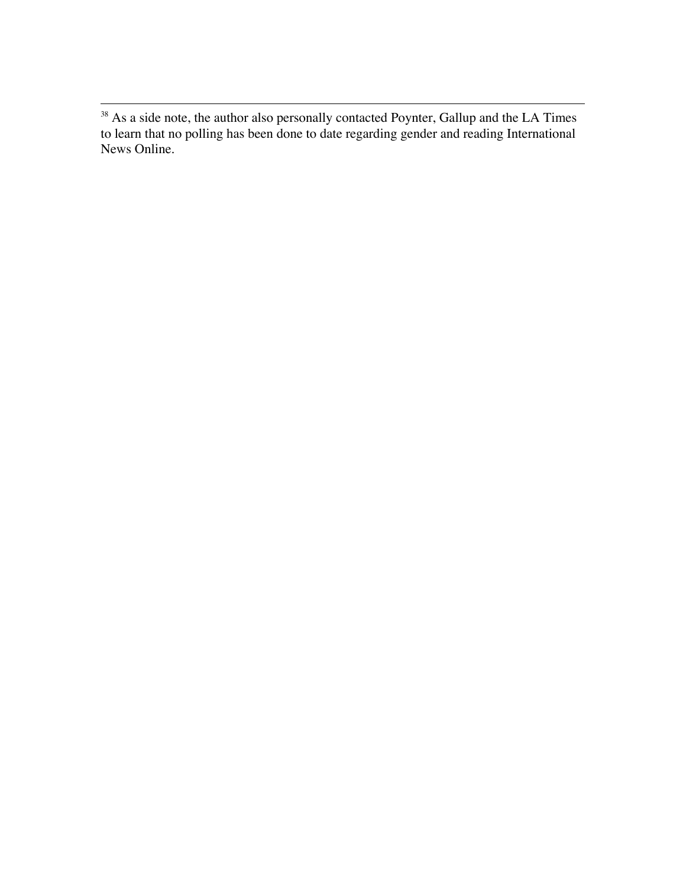[38] As a side note, the author also personally contacted Poynter, Gallup and the LA Times to learn that no polling has been done to date regarding gender and reading International News Online.